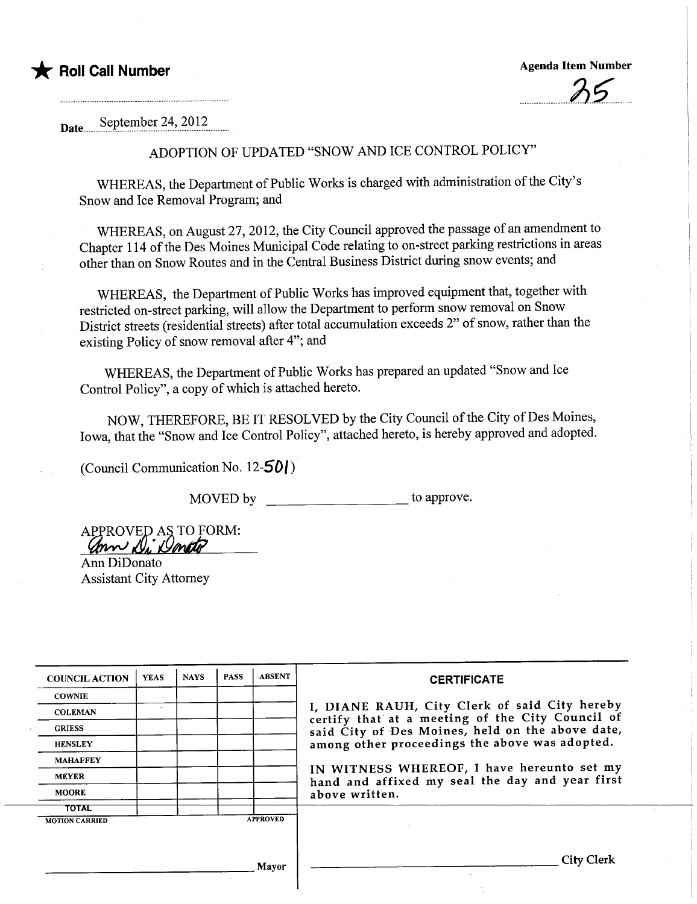★ **Roll Call Number**

**Agenda Item Number**

35

Date September 24, 2012

## ADOPTION OF UPDATED "SNOW AND ICE CONTROL POLICY"

WHEREAS, the Department of Public Works is charged with administration of the City's Snow and Ice Removal Program; and

WHEREAS, on August 27, 2012, the City Council approved the passage of an amendment to Chapter 114 of the Des Moines Municipal Code relating to on-street parking restrictions in areas other than on Snow Routes and in the Central Business District during snow events; and

WHEREAS, the Department of Public Works has improved equipment that, together with restricted on-street parking, will allow the Department to perform snow removal on Snow District streets (residential streets) after total accumulation exceeds 2" of snow, rather than the existing Policy of snow removal after 4"; and

WHEREAS, the Department of Public Works has prepared an updated "Snow and Ice Control Policy", a copy of which is attached hereto.

NOW, THEREFORE, BE IT RESOLVED by the City Council of the City of Des Moines, Iowa, that the "Snow and Ice Control Policy", attached hereto, is hereby approved and adopted.

(Council Communication No. 12-501)

MOVED by ____________________ to approve.

APPROVED AS TO FORM:
Ann DiDonato
Ann DiDonato
Assistant City Attorney

| COUNCIL ACTION | YEAS | NAYS | PASS | ABSENT |
|---|---|---|---|---|
| COWNIE | | | | |
| COLEMAN | | | | |
| GRIESS | | | | |
| HENSLEY | | | | |
| MAHAFFEY | | | | |
| MEYER | | | | |
| MOORE | | | | |
| TOTAL | | | | |
| MOTION CARRIED | | | | APPROVED |

_____________________________ Mayor

**CERTIFICATE**

I, DIANE RAUH, City Clerk of said City hereby certify that at a meeting of the City Council of said City of Des Moines, held on the above date, among other proceedings the above was adopted.

IN WITNESS WHEREOF, I have hereunto set my hand and affixed my seal the day and year first above written.

_____________________________ City Clerk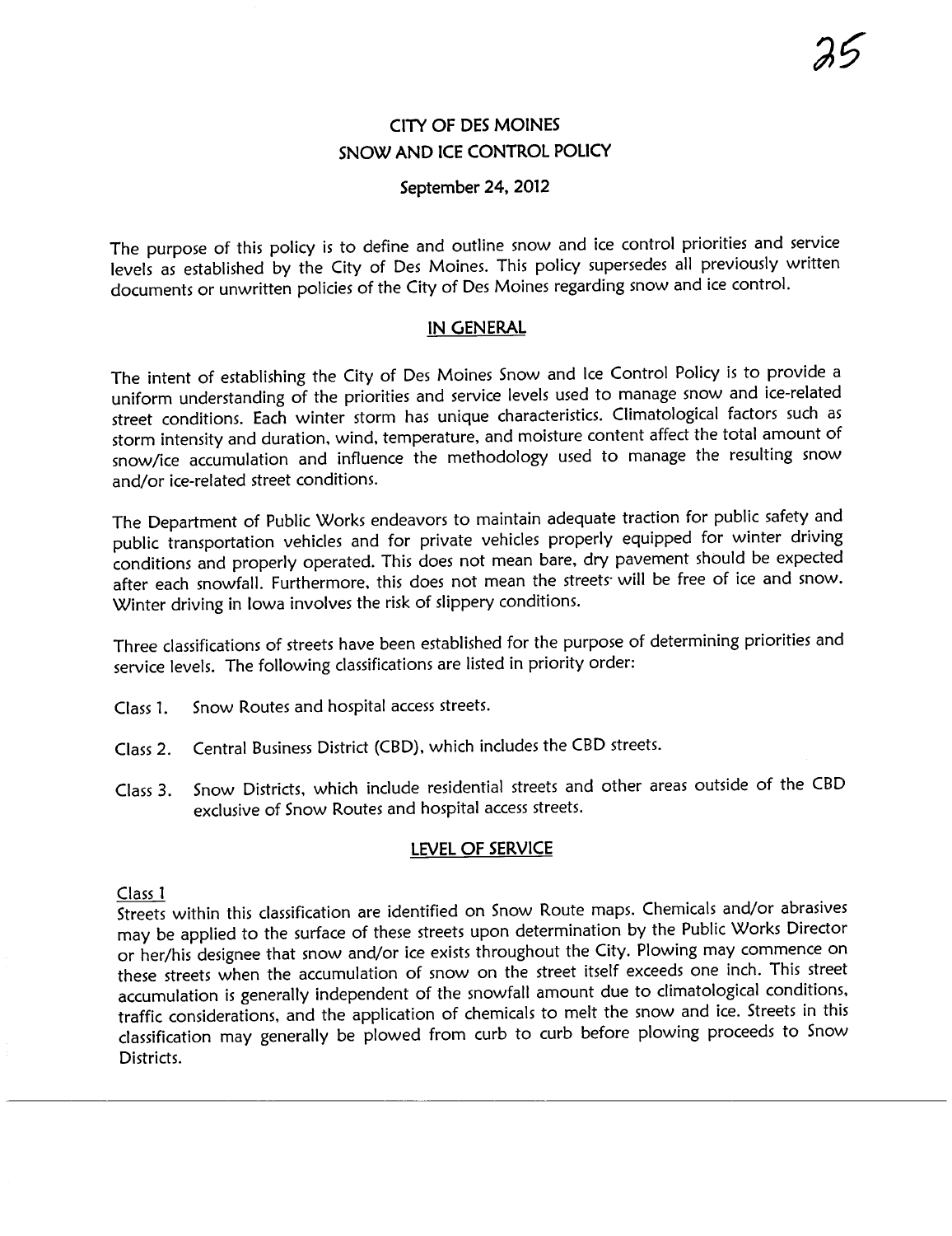# CITY OF DES MOINES
# SNOW AND ICE CONTROL POLICY

September 24, 2012

The purpose of this policy is to define and outline snow and ice control priorities and service levels as established by the City of Des Moines. This policy supersedes all previously written documents or unwritten policies of the City of Des Moines regarding snow and ice control.

## IN GENERAL

The intent of establishing the City of Des Moines Snow and Ice Control Policy is to provide a uniform understanding of the priorities and service levels used to manage snow and ice-related street conditions. Each winter storm has unique characteristics. Climatological factors such as storm intensity and duration, wind, temperature, and moisture content affect the total amount of snow/ice accumulation and influence the methodology used to manage the resulting snow and/or ice-related street conditions.

The Department of Public Works endeavors to maintain adequate traction for public safety and public transportation vehicles and for private vehicles properly equipped for winter driving conditions and properly operated. This does not mean bare, dry pavement should be expected after each snowfall. Furthermore, this does not mean the streets will be free of ice and snow. Winter driving in Iowa involves the risk of slippery conditions.

Three classifications of streets have been established for the purpose of determining priorities and service levels. The following classifications are listed in priority order:

Class 1. Snow Routes and hospital access streets.

Class 2. Central Business District (CBD), which includes the CBD streets.

Class 3. Snow Districts, which include residential streets and other areas outside of the CBD exclusive of Snow Routes and hospital access streets.

## LEVEL OF SERVICE

Class 1

Streets within this classification are identified on Snow Route maps. Chemicals and/or abrasives may be applied to the surface of these streets upon determination by the Public Works Director or her/his designee that snow and/or ice exists throughout the City. Plowing may commence on these streets when the accumulation of snow on the street itself exceeds one inch. This street accumulation is generally independent of the snowfall amount due to climatological conditions, traffic considerations, and the application of chemicals to melt the snow and ice. Streets in this classification may generally be plowed from curb to curb before plowing proceeds to Snow Districts.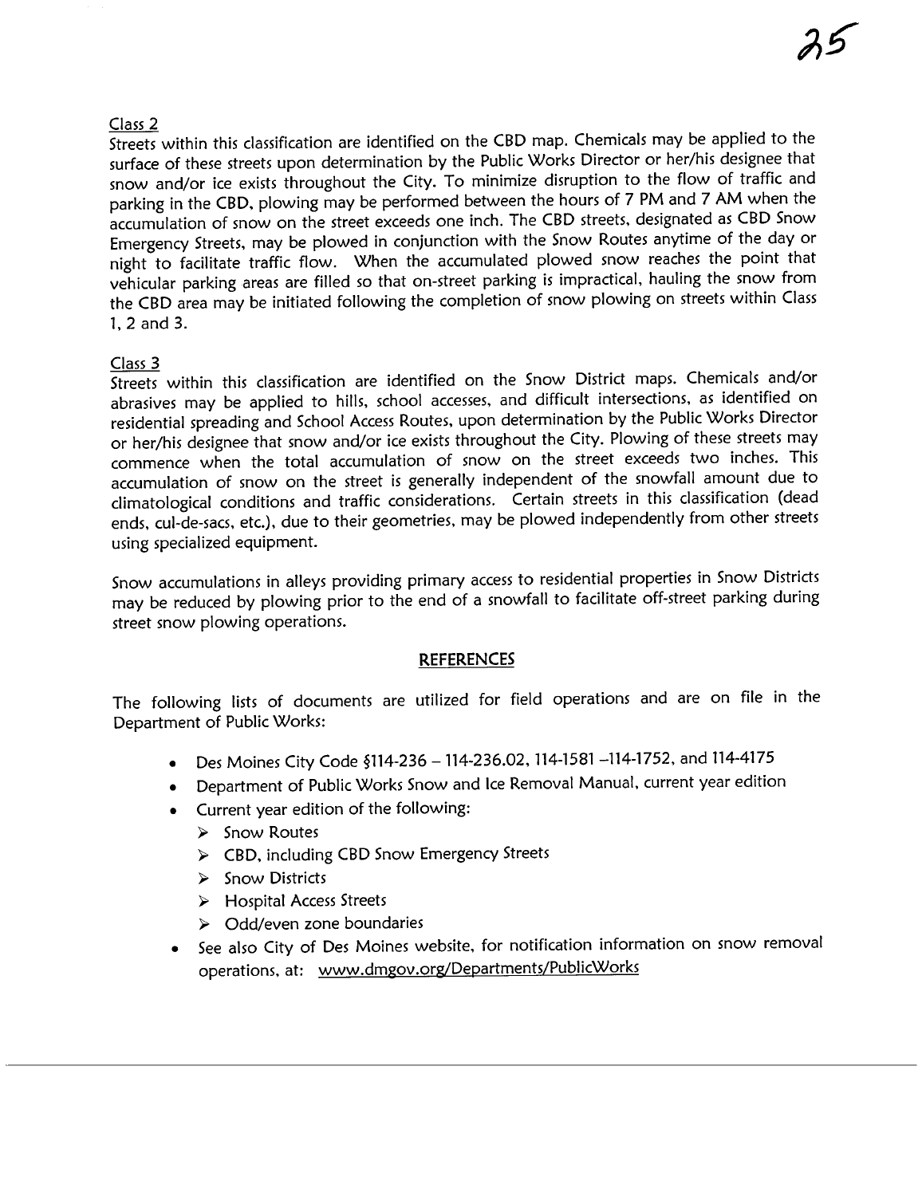Class 2

Streets within this classification are identified on the CBD map. Chemicals may be applied to the surface of these streets upon determination by the Public Works Director or her/his designee that snow and/or ice exists throughout the City. To minimize disruption to the flow of traffic and parking in the CBD, plowing may be performed between the hours of 7 PM and 7 AM when the accumulation of snow on the street exceeds one inch. The CBD streets, designated as CBD Snow Emergency Streets, may be plowed in conjunction with the Snow Routes anytime of the day or night to facilitate traffic flow. When the accumulated plowed snow reaches the point that vehicular parking areas are filled so that on-street parking is impractical, hauling the snow from the CBD area may be initiated following the completion of snow plowing on streets within Class 1, 2 and 3.

Class 3

Streets within this classification are identified on the Snow District maps. Chemicals and/or abrasives may be applied to hills, school accesses, and difficult intersections, as identified on residential spreading and School Access Routes, upon determination by the Public Works Director or her/his designee that snow and/or ice exists throughout the City. Plowing of these streets may commence when the total accumulation of snow on the street exceeds two inches. This accumulation of snow on the street is generally independent of the snowfall amount due to climatological conditions and traffic considerations. Certain streets in this classification (dead ends, cul-de-sacs, etc.), due to their geometries, may be plowed independently from other streets using specialized equipment.

Snow accumulations in alleys providing primary access to residential properties in Snow Districts may be reduced by plowing prior to the end of a snowfall to facilitate off-street parking during street snow plowing operations.

## REFERENCES

The following lists of documents are utilized for field operations and are on file in the Department of Public Works:

- Des Moines City Code §114-236 – 114-236.02, 114-1581 –114-1752, and 114-4175
- Department of Public Works Snow and Ice Removal Manual, current year edition
- Current year edition of the following:
  - Snow Routes
  - CBD, including CBD Snow Emergency Streets
  - Snow Districts
  - Hospital Access Streets
  - Odd/even zone boundaries
- See also City of Des Moines website, for notification information on snow removal operations, at: www.dmgov.org/Departments/PublicWorks